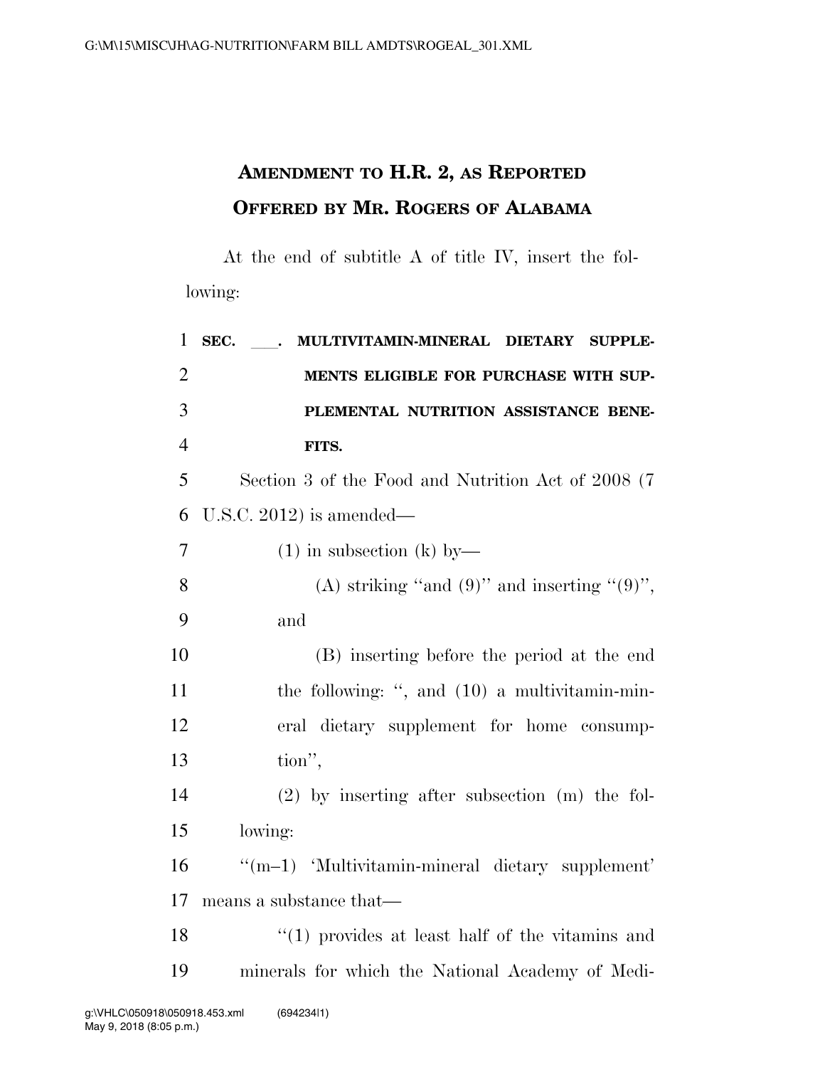# AMENDMENT TO H.R. 2, AS REPORTED OFFERED BY MR. ROGERS OF ALABAMA

At the end of subtitle A of title IV, insert the following:

**SEC. \_\_\_. MULTIVITAMIN-MINERAL DIETARY SUPPLEMENTS ELIGIBLE FOR PURCHASE WITH SUPPLEMENTAL NUTRITION ASSISTANCE BENEFITS.**

Section 3 of the Food and Nutrition Act of 2008 (7 U.S.C. 2012) is amended—

(1) in subsection (k) by—

(A) striking ''and (9)'' and inserting ''(9)'', and

(B) inserting before the period at the end the following: '', and (10) a multivitamin-mineral dietary supplement for home consumption'',

(2) by inserting after subsection (m) the following:

''(m–1) 'Multivitamin-mineral dietary supplement' means a substance that—

''(1) provides at least half of the vitamins and minerals for which the National Academy of Medi-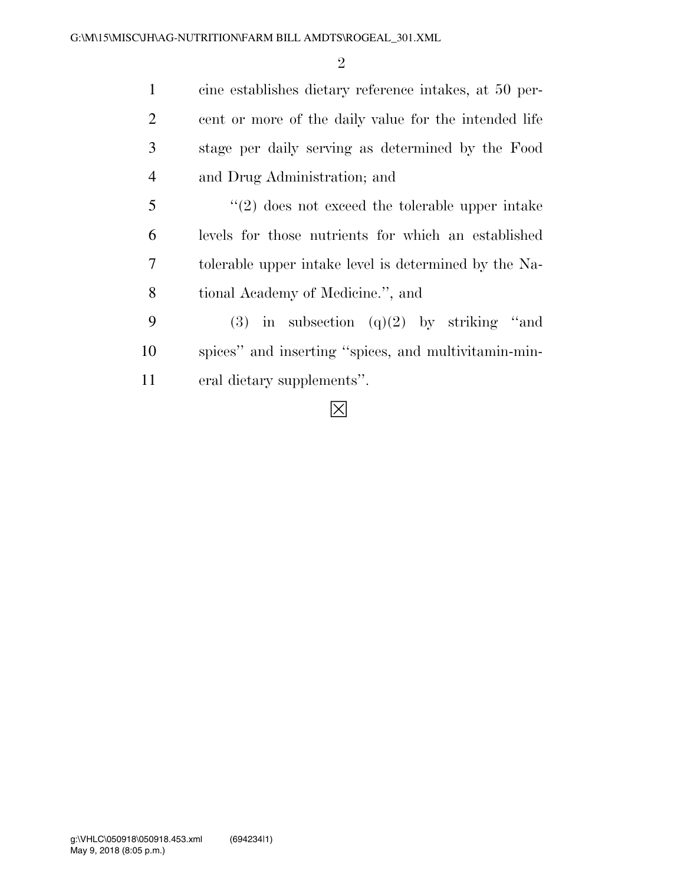cine establishes dietary reference intakes, at 50 percent or more of the daily value for the intended life stage per daily serving as determined by the Food and Drug Administration; and

"(2) does not exceed the tolerable upper intake levels for those nutrients for which an established tolerable upper intake level is determined by the National Academy of Medicine.", and

(3) in subsection (q)(2) by striking "and spices" and inserting "spices, and multivitamin-mineral dietary supplements".

☒